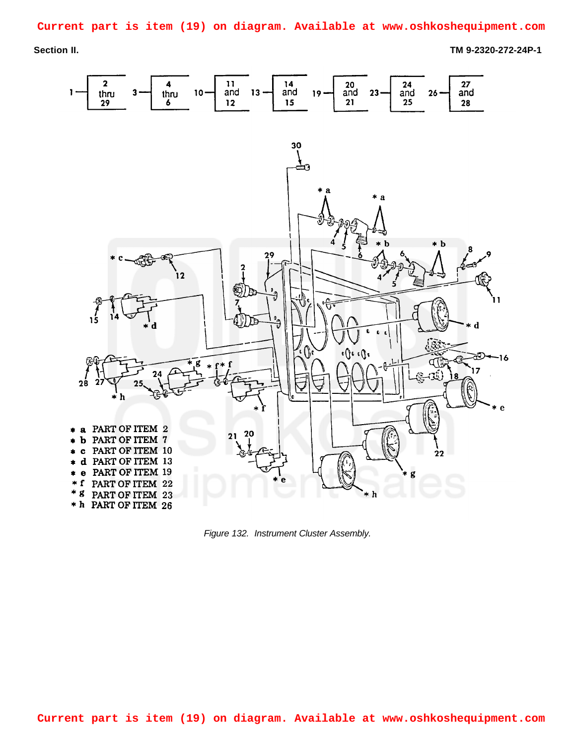Current part is item (19) on diagram. Available at www.oshkoshequipment.com

Section II.

TM 9-2320-272-24P-1

* a PART OF ITEM 2
* b PART OF ITEM 7
* c PART OF ITEM 10
* d PART OF ITEM 13
* e PART OF ITEM 19
* f PART OF ITEM 22
* g PART OF ITEM 23
* h PART OF ITEM 26

*Figure 132. Instrument Cluster Assembly.*

Current part is item (19) on diagram. Available at www.oshkoshequipment.com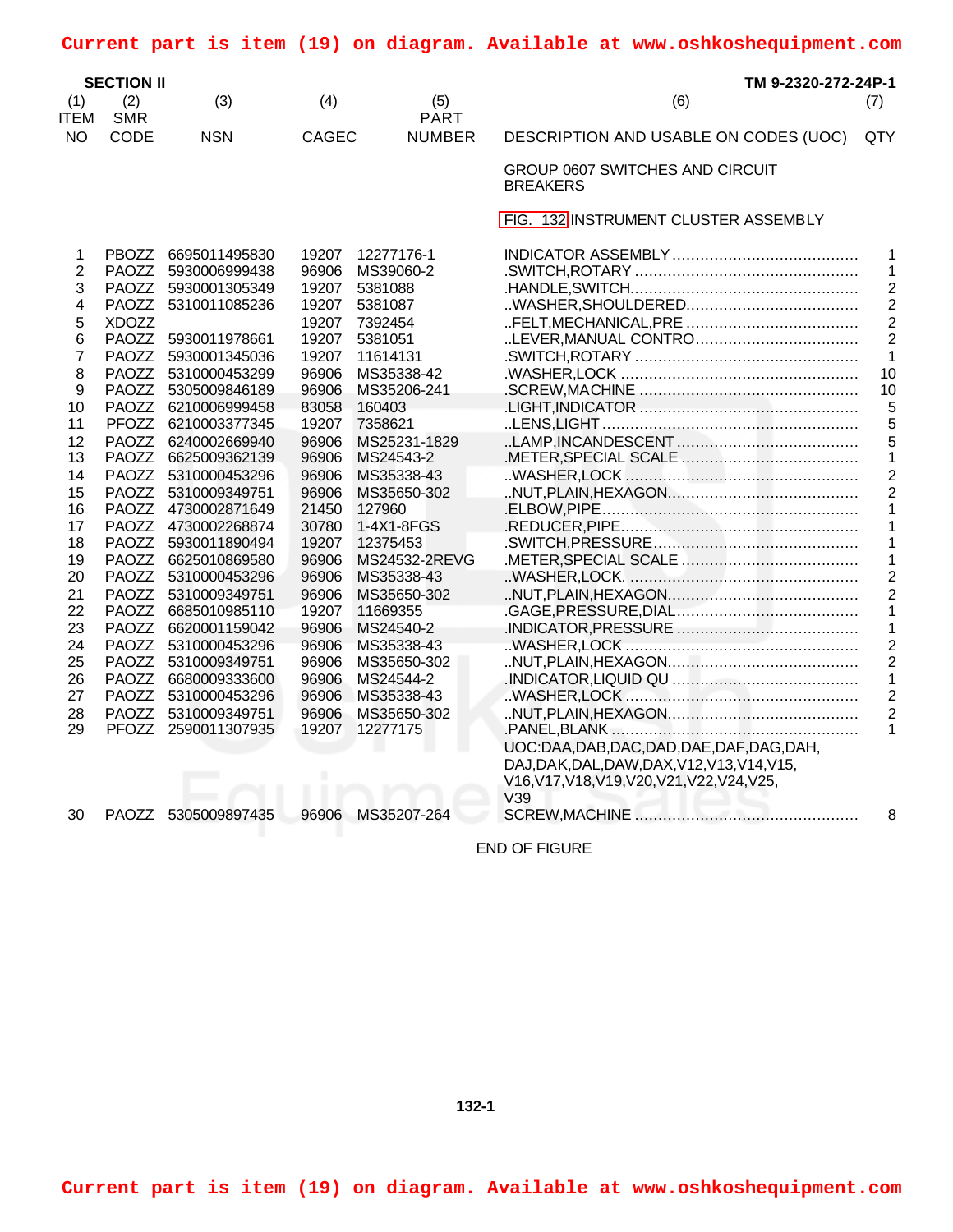Current part is item (19) on diagram. Available at www.oshkoshequipment.com

**SECTION II** TM 9-2320-272-24P-1

| (1) ITEM NO | (2) SMR CODE | (3) NSN | (4) CAGEC | (5) PART NUMBER | (6) DESCRIPTION AND USABLE ON CODES (UOC) | (7) QTY |
|---|---|---|---|---|---|---|
| | | | | | GROUP 0607 SWITCHES AND CIRCUIT BREAKERS | |
| | | | | | FIG. 132 INSTRUMENT CLUSTER ASSEMBLY | |
| 1 | PBOZZ | 6695011495830 | 19207 | 12277176-1 | INDICATOR ASSEMBLY | 1 |
| 2 | PAOZZ | 5930006999438 | 96906 | MS39060-2 | .SWITCH,ROTARY | 1 |
| 3 | PAOZZ | 5930001305349 | 19207 | 5381088 | .HANDLE,SWITCH | 2 |
| 4 | PAOZZ | 5310011085236 | 19207 | 5381087 | ..WASHER,SHOULDERED | 2 |
| 5 | XDOZZ | | 19207 | 7392454 | ..FELT,MECHANICAL,PRE | 2 |
| 6 | PAOZZ | 5930011978661 | 19207 | 5381051 | ..LEVER,MANUAL CONTRO | 2 |
| 7 | PAOZZ | 5930001345036 | 19207 | 11614131 | .SWITCH,ROTARY | 1 |
| 8 | PAOZZ | 5310000453299 | 96906 | MS35338-42 | .WASHER,LOCK | 10 |
| 9 | PAOZZ | 5305009846189 | 96906 | MS35206-241 | .SCREW,MACHINE | 10 |
| 10 | PAOZZ | 6210006999458 | 83058 | 160403 | .LIGHT,INDICATOR | 5 |
| 11 | PFOZZ | 6210003377345 | 19207 | 7358621 | ..LENS,LIGHT | 5 |
| 12 | PAOZZ | 6240002669940 | 96906 | MS25231-1829 | ..LAMP,INCANDESCENT | 5 |
| 13 | PAOZZ | 6625009362139 | 96906 | MS24543-2 | .METER,SPECIAL SCALE | 1 |
| 14 | PAOZZ | 5310000453296 | 96906 | MS35338-43 | ..WASHER,LOCK | 2 |
| 15 | PAOZZ | 5310009349751 | 96906 | MS35650-302 | ..NUT,PLAIN,HEXAGON | 2 |
| 16 | PAOZZ | 4730002871649 | 21450 | 127960 | .ELBOW,PIPE | 1 |
| 17 | PAOZZ | 4730002268874 | 30780 | 1-4X1-8FGS | .REDUCER,PIPE | 1 |
| 18 | PAOZZ | 5930011890494 | 19207 | 12375453 | .SWITCH,PRESSURE | 1 |
| 19 | PAOZZ | 6625010869580 | 96906 | MS24532-2REVG | .METER,SPECIAL SCALE | 1 |
| 20 | PAOZZ | 5310000453296 | 96906 | MS35338-43 | ..WASHER,LOCK. | 2 |
| 21 | PAOZZ | 5310009349751 | 96906 | MS35650-302 | ..NUT,PLAIN,HEXAGON | 2 |
| 22 | PAOZZ | 6685010985110 | 19207 | 11669355 | .GAGE,PRESSURE,DIAL | 1 |
| 23 | PAOZZ | 6620001159042 | 96906 | MS24540-2 | .INDICATOR,PRESSURE | 1 |
| 24 | PAOZZ | 5310000453296 | 96906 | MS35338-43 | ..WASHER,LOCK | 2 |
| 25 | PAOZZ | 5310009349751 | 96906 | MS35650-302 | ..NUT,PLAIN,HEXAGON | 2 |
| 26 | PAOZZ | 6680009333600 | 96906 | MS24544-2 | .INDICATOR,LIQUID QU | 1 |
| 27 | PAOZZ | 5310000453296 | 96906 | MS35338-43 | ..WASHER,LOCK | 2 |
| 28 | PAOZZ | 5310009349751 | 96906 | MS35650-302 | ..NUT,PLAIN,HEXAGON | 2 |
| 29 | PFOZZ | 2590011307935 | 19207 | 12277175 | .PANEL,BLANK UOC:DAA,DAB,DAC,DAD,DAE,DAF,DAG,DAH, DAJ,DAK,DAL,DAW,DAX,V12,V13,V14,V15, V16,V17,V18,V19,V20,V21,V22,V24,V25, V39 | 1 |
| 30 | PAOZZ | 5305009897435 | 96906 | MS35207-264 | SCREW,MACHINE | 8 |

END OF FIGURE

Current part is item (19) on diagram. Available at www.oshkoshequipment.com